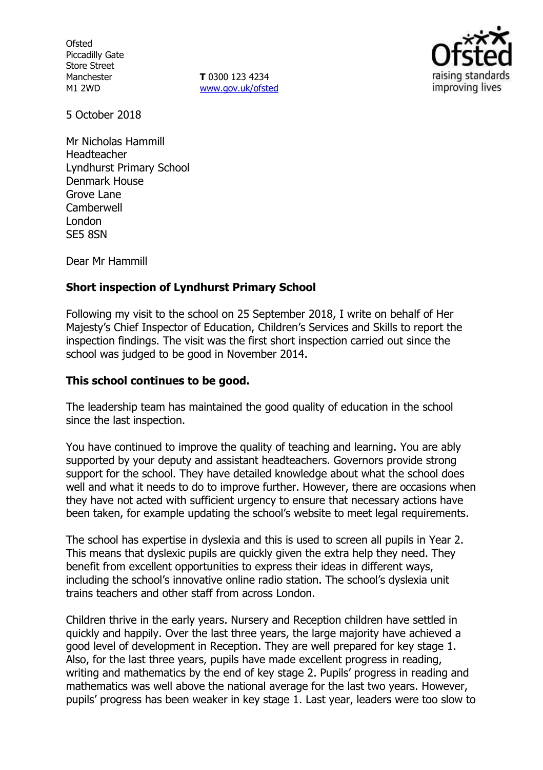Ofsted
Piccadilly Gate
Store Street
Manchester
M1 2WD

**T** 0300 123 4234
www.gov.uk/ofsted

5 October 2018

Mr Nicholas Hammill
Headteacher
Lyndhurst Primary School
Denmark House
Grove Lane
Camberwell
London
SE5 8SN

Dear Mr Hammill

**Short inspection of Lyndhurst Primary School**

Following my visit to the school on 25 September 2018, I write on behalf of Her Majesty's Chief Inspector of Education, Children's Services and Skills to report the inspection findings. The visit was the first short inspection carried out since the school was judged to be good in November 2014.

**This school continues to be good.**

The leadership team has maintained the good quality of education in the school since the last inspection.

You have continued to improve the quality of teaching and learning. You are ably supported by your deputy and assistant headteachers. Governors provide strong support for the school. They have detailed knowledge about what the school does well and what it needs to do to improve further. However, there are occasions when they have not acted with sufficient urgency to ensure that necessary actions have been taken, for example updating the school's website to meet legal requirements.

The school has expertise in dyslexia and this is used to screen all pupils in Year 2. This means that dyslexic pupils are quickly given the extra help they need. They benefit from excellent opportunities to express their ideas in different ways, including the school's innovative online radio station. The school's dyslexia unit trains teachers and other staff from across London.

Children thrive in the early years. Nursery and Reception children have settled in quickly and happily. Over the last three years, the large majority have achieved a good level of development in Reception. They are well prepared for key stage 1. Also, for the last three years, pupils have made excellent progress in reading, writing and mathematics by the end of key stage 2. Pupils' progress in reading and mathematics was well above the national average for the last two years. However, pupils' progress has been weaker in key stage 1. Last year, leaders were too slow to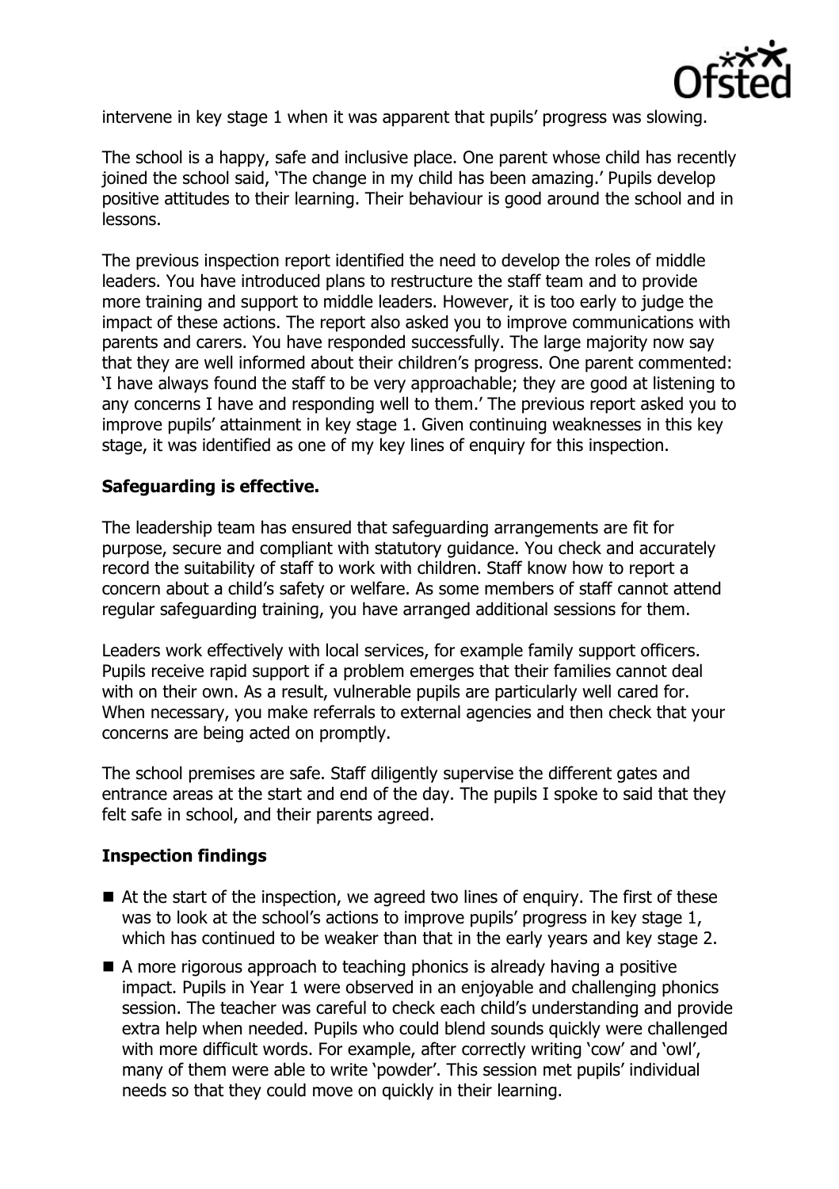intervene in key stage 1 when it was apparent that pupils' progress was slowing.

The school is a happy, safe and inclusive place. One parent whose child has recently joined the school said, 'The change in my child has been amazing.' Pupils develop positive attitudes to their learning. Their behaviour is good around the school and in lessons.

The previous inspection report identified the need to develop the roles of middle leaders. You have introduced plans to restructure the staff team and to provide more training and support to middle leaders. However, it is too early to judge the impact of these actions. The report also asked you to improve communications with parents and carers. You have responded successfully. The large majority now say that they are well informed about their children's progress. One parent commented: 'I have always found the staff to be very approachable; they are good at listening to any concerns I have and responding well to them.' The previous report asked you to improve pupils' attainment in key stage 1. Given continuing weaknesses in this key stage, it was identified as one of my key lines of enquiry for this inspection.

### Safeguarding is effective.

The leadership team has ensured that safeguarding arrangements are fit for purpose, secure and compliant with statutory guidance. You check and accurately record the suitability of staff to work with children. Staff know how to report a concern about a child's safety or welfare. As some members of staff cannot attend regular safeguarding training, you have arranged additional sessions for them.

Leaders work effectively with local services, for example family support officers. Pupils receive rapid support if a problem emerges that their families cannot deal with on their own. As a result, vulnerable pupils are particularly well cared for. When necessary, you make referrals to external agencies and then check that your concerns are being acted on promptly.

The school premises are safe. Staff diligently supervise the different gates and entrance areas at the start and end of the day. The pupils I spoke to said that they felt safe in school, and their parents agreed.

### Inspection findings

- At the start of the inspection, we agreed two lines of enquiry. The first of these was to look at the school's actions to improve pupils' progress in key stage 1, which has continued to be weaker than that in the early years and key stage 2.
- A more rigorous approach to teaching phonics is already having a positive impact. Pupils in Year 1 were observed in an enjoyable and challenging phonics session. The teacher was careful to check each child's understanding and provide extra help when needed. Pupils who could blend sounds quickly were challenged with more difficult words. For example, after correctly writing 'cow' and 'owl', many of them were able to write 'powder'. This session met pupils' individual needs so that they could move on quickly in their learning.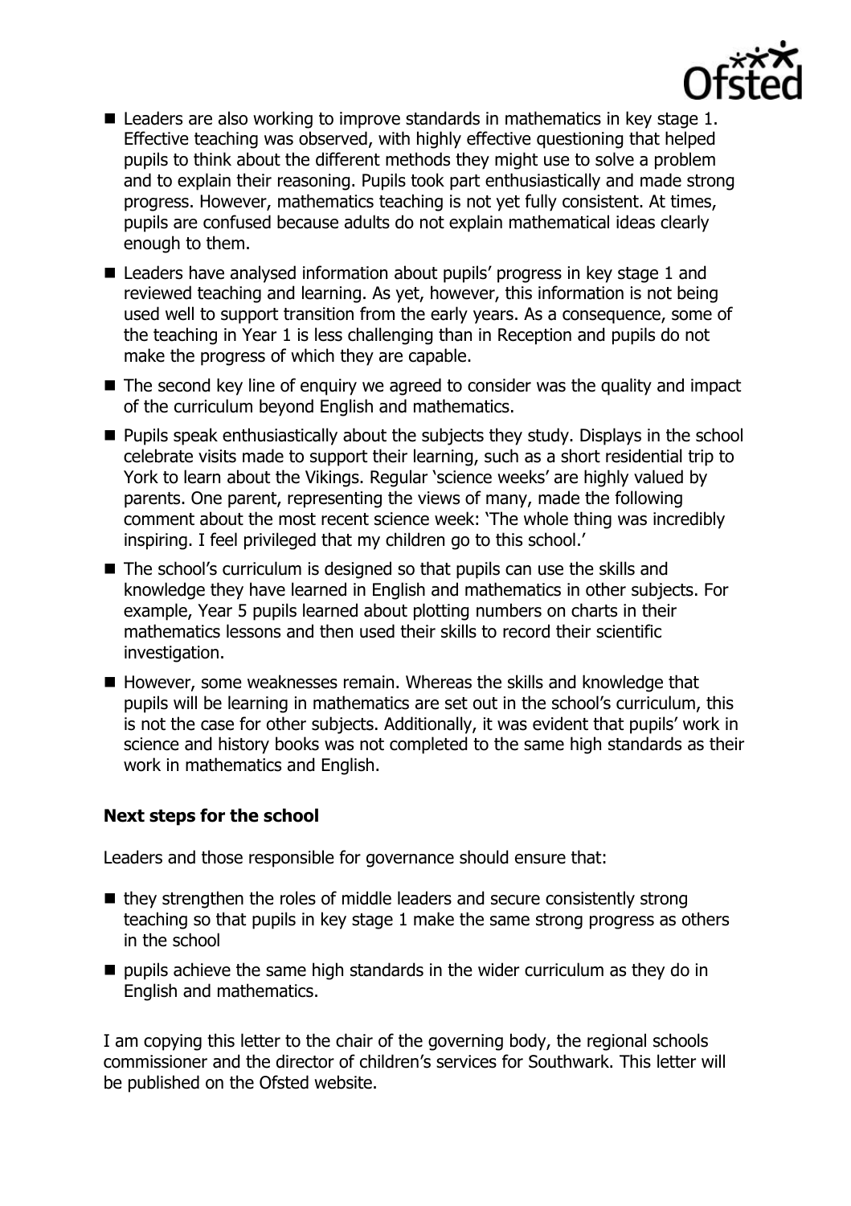- Leaders are also working to improve standards in mathematics in key stage 1. Effective teaching was observed, with highly effective questioning that helped pupils to think about the different methods they might use to solve a problem and to explain their reasoning. Pupils took part enthusiastically and made strong progress. However, mathematics teaching is not yet fully consistent. At times, pupils are confused because adults do not explain mathematical ideas clearly enough to them.
- Leaders have analysed information about pupils' progress in key stage 1 and reviewed teaching and learning. As yet, however, this information is not being used well to support transition from the early years. As a consequence, some of the teaching in Year 1 is less challenging than in Reception and pupils do not make the progress of which they are capable.
- The second key line of enquiry we agreed to consider was the quality and impact of the curriculum beyond English and mathematics.
- Pupils speak enthusiastically about the subjects they study. Displays in the school celebrate visits made to support their learning, such as a short residential trip to York to learn about the Vikings. Regular 'science weeks' are highly valued by parents. One parent, representing the views of many, made the following comment about the most recent science week: 'The whole thing was incredibly inspiring. I feel privileged that my children go to this school.'
- The school's curriculum is designed so that pupils can use the skills and knowledge they have learned in English and mathematics in other subjects. For example, Year 5 pupils learned about plotting numbers on charts in their mathematics lessons and then used their skills to record their scientific investigation.
- However, some weaknesses remain. Whereas the skills and knowledge that pupils will be learning in mathematics are set out in the school's curriculum, this is not the case for other subjects. Additionally, it was evident that pupils' work in science and history books was not completed to the same high standards as their work in mathematics and English.

### Next steps for the school

Leaders and those responsible for governance should ensure that:

- they strengthen the roles of middle leaders and secure consistently strong teaching so that pupils in key stage 1 make the same strong progress as others in the school
- pupils achieve the same high standards in the wider curriculum as they do in English and mathematics.

I am copying this letter to the chair of the governing body, the regional schools commissioner and the director of children's services for Southwark. This letter will be published on the Ofsted website.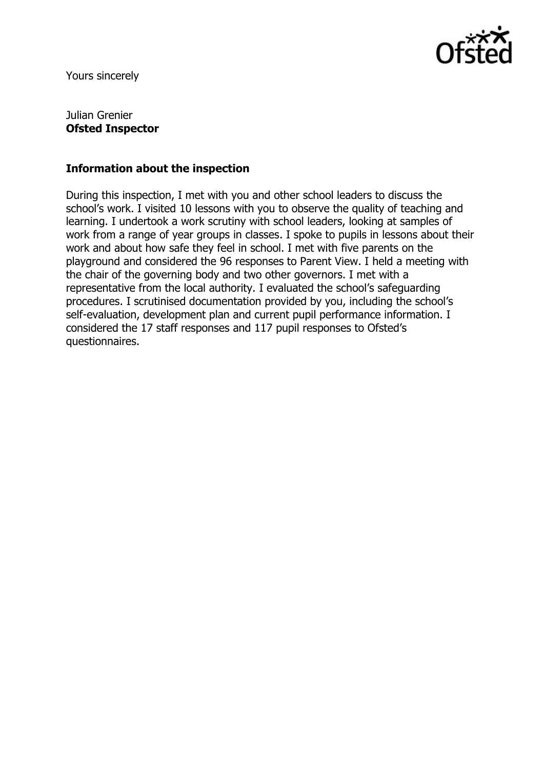Yours sincerely

Julian Grenier
**Ofsted Inspector**

## Information about the inspection

During this inspection, I met with you and other school leaders to discuss the school's work. I visited 10 lessons with you to observe the quality of teaching and learning. I undertook a work scrutiny with school leaders, looking at samples of work from a range of year groups in classes. I spoke to pupils in lessons about their work and about how safe they feel in school. I met with five parents on the playground and considered the 96 responses to Parent View. I held a meeting with the chair of the governing body and two other governors. I met with a representative from the local authority. I evaluated the school's safeguarding procedures. I scrutinised documentation provided by you, including the school's self-evaluation, development plan and current pupil performance information. I considered the 17 staff responses and 117 pupil responses to Ofsted's questionnaires.